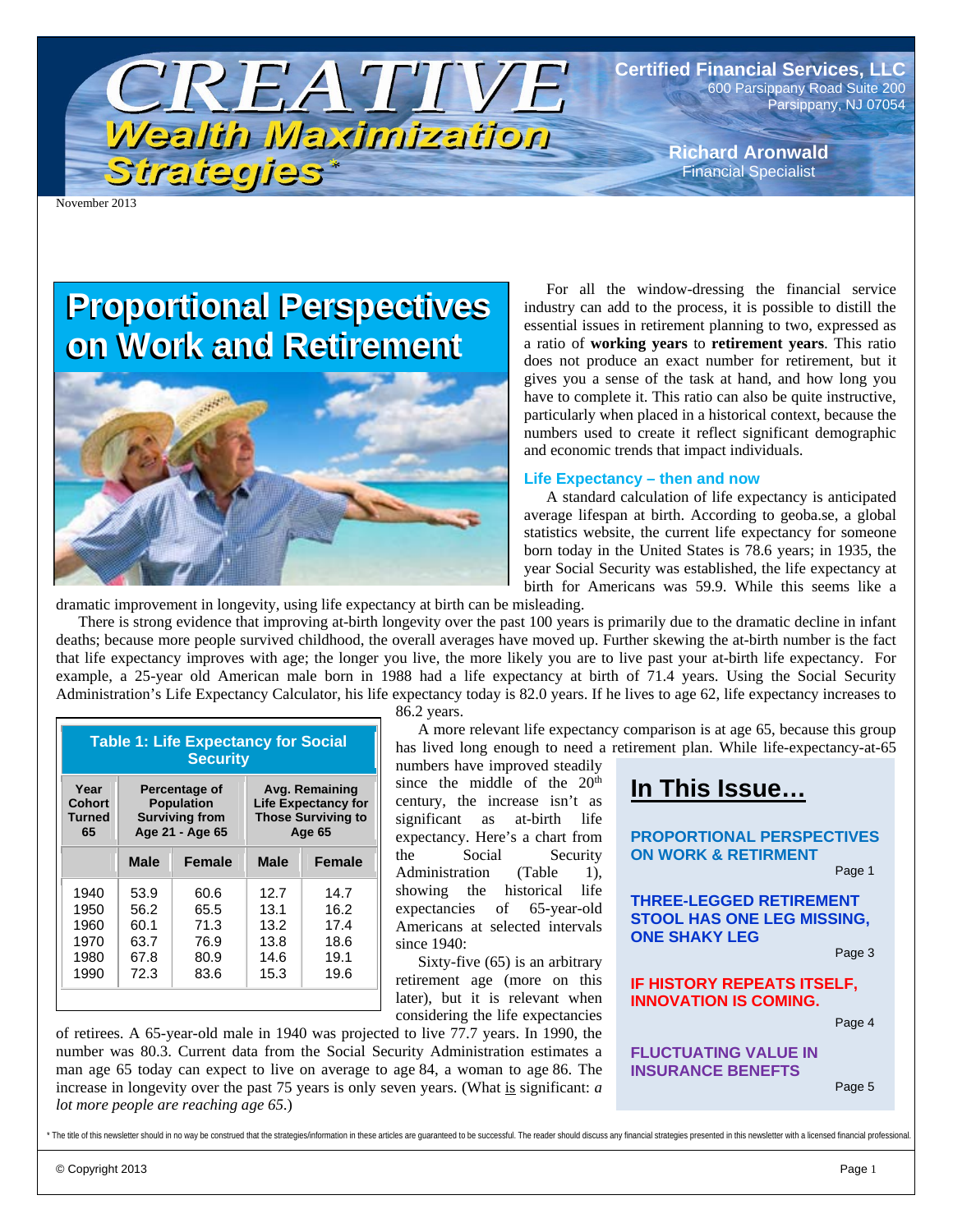# CREATIVE Wealth Maximization Strategies*

**Certified Financial Services, LLC**
600 Parsippany Road Suite 200
Parsippany, NJ 07054

**Richard Aronwald**
Financial Specialist

November 2013

## Proportional Perspectives on Work and Retirement

For all the window-dressing the financial service industry can add to the process, it is possible to distill the essential issues in retirement planning to two, expressed as a ratio of **working years** to **retirement years**. This ratio does not produce an exact number for retirement, but it gives you a sense of the task at hand, and how long you have to complete it. This ratio can also be quite instructive, particularly when placed in a historical context, because the numbers used to create it reflect significant demographic and economic trends that impact individuals.

### Life Expectancy – then and now

A standard calculation of life expectancy is anticipated average lifespan at birth. According to geoba.se, a global statistics website, the current life expectancy for someone born today in the United States is 78.6 years; in 1935, the year Social Security was established, the life expectancy at birth for Americans was 59.9. While this seems like a dramatic improvement in longevity, using life expectancy at birth can be misleading.

There is strong evidence that improving at-birth longevity over the past 100 years is primarily due to the dramatic decline in infant deaths; because more people survived childhood, the overall averages have moved up. Further skewing the at-birth number is the fact that life expectancy improves with age; the longer you live, the more likely you are to live past your at-birth life expectancy. For example, a 25-year old American male born in 1988 had a life expectancy at birth of 71.4 years. Using the Social Security Administration's Life Expectancy Calculator, his life expectancy today is 82.0 years. If he lives to age 62, life expectancy increases to 86.2 years.

A more relevant life expectancy comparison is at age 65, because this group has lived long enough to need a retirement plan. While life-expectancy-at-65 numbers have improved steadily since the middle of the 20th century, the increase isn't as significant as at-birth life expectancy. Here's a chart from the Social Security Administration (Table 1), showing the historical life expectancies of 65-year-old Americans at selected intervals since 1940:

**Table 1: Life Expectancy for Social Security**

| Year Cohort Turned 65 | Percentage of Population Surviving from Age 21 - Age 65 | | Avg. Remaining Life Expectancy for Those Surviving to Age 65 | |
|---|---|---|---|---|
| | Male | Female | Male | Female |
| 1940 | 53.9 | 60.6 | 12.7 | 14.7 |
| 1950 | 56.2 | 65.5 | 13.1 | 16.2 |
| 1960 | 60.1 | 71.3 | 13.2 | 17.4 |
| 1970 | 63.7 | 76.9 | 13.8 | 18.6 |
| 1980 | 67.8 | 80.9 | 14.6 | 19.1 |
| 1990 | 72.3 | 83.6 | 15.3 | 19.6 |

Sixty-five (65) is an arbitrary retirement age (more on this later), but it is relevant when considering the life expectancies of retirees. A 65-year-old male in 1940 was projected to live 77.7 years. In 1990, the number was 80.3. Current data from the Social Security Administration estimates a man age 65 today can expect to live on average to age 84, a woman to age 86. The increase in longevity over the past 75 years is only seven years. (What is significant: *a lot more people are reaching age 65.*)

## In This Issue…

**PROPORTIONAL PERSPECTIVES ON WORK & RETIRMENT** — Page 1

**THREE-LEGGED RETIREMENT STOOL HAS ONE LEG MISSING, ONE SHAKY LEG** — Page 3

**IF HISTORY REPEATS ITSELF, INNOVATION IS COMING.** — Page 4

**FLUCTUATING VALUE IN INSURANCE BENEFTS** — Page 5

* The title of this newsletter should in no way be construed that the strategies/information in these articles are guaranteed to be successful. The reader should discuss any financial strategies presented in this newsletter with a licensed financial professional.

© Copyright 2013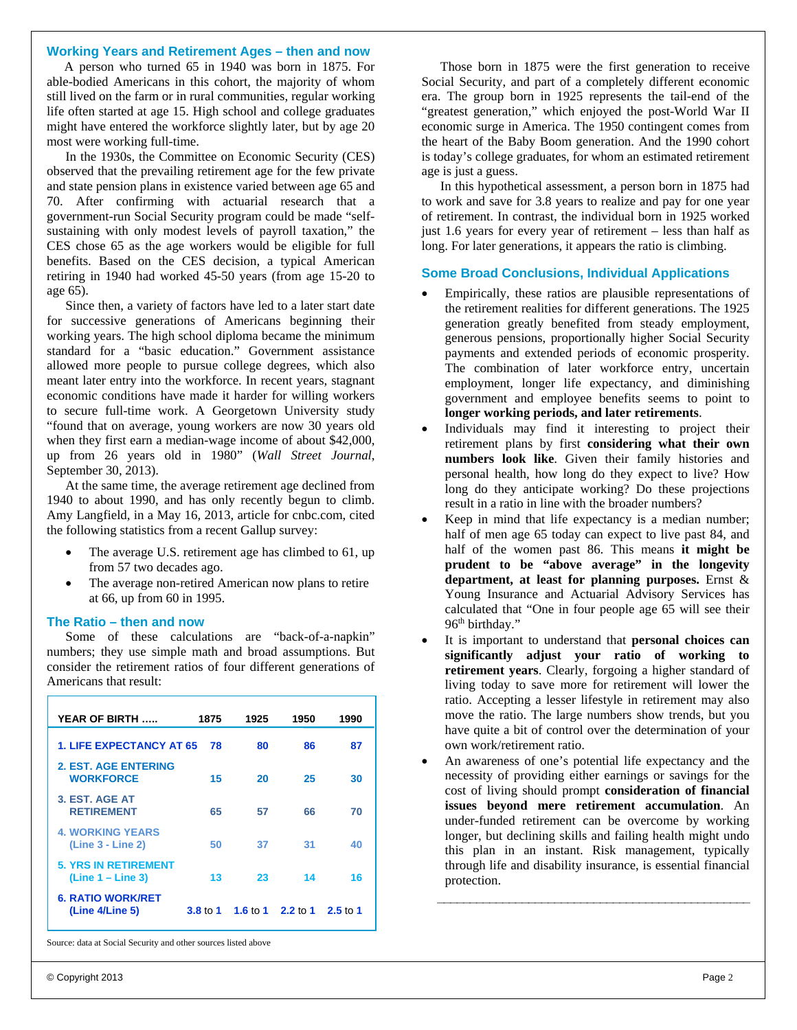## Working Years and Retirement Ages – then and now

A person who turned 65 in 1940 was born in 1875. For able-bodied Americans in this cohort, the majority of whom still lived on the farm or in rural communities, regular working life often started at age 15. High school and college graduates might have entered the workforce slightly later, but by age 20 most were working full-time.

In the 1930s, the Committee on Economic Security (CES) observed that the prevailing retirement age for the few private and state pension plans in existence varied between age 65 and 70. After confirming with actuarial research that a government-run Social Security program could be made "self-sustaining with only modest levels of payroll taxation," the CES chose 65 as the age workers would be eligible for full benefits. Based on the CES decision, a typical American retiring in 1940 had worked 45-50 years (from age 15-20 to age 65).

Since then, a variety of factors have led to a later start date for successive generations of Americans beginning their working years. The high school diploma became the minimum standard for a "basic education." Government assistance allowed more people to pursue college degrees, which also meant later entry into the workforce. In recent years, stagnant economic conditions have made it harder for willing workers to secure full-time work. A Georgetown University study "found that on average, young workers are now 30 years old when they first earn a median-wage income of about $42,000, up from 26 years old in 1980" (*Wall Street Journal*, September 30, 2013).

At the same time, the average retirement age declined from 1940 to about 1990, and has only recently begun to climb. Amy Langfield, in a May 16, 2013, article for cnbc.com, cited the following statistics from a recent Gallup survey:

- The average U.S. retirement age has climbed to 61, up from 57 two decades ago.
- The average non-retired American now plans to retire at 66, up from 60 in 1995.

## The Ratio – then and now

Some of these calculations are "back-of-a-napkin" numbers; they use simple math and broad assumptions. But consider the retirement ratios of four different generations of Americans that result:

| YEAR OF BIRTH ….. | 1875 | 1925 | 1950 | 1990 |
|---|---|---|---|---|
| 1. LIFE EXPECTANCY AT 65 | 78 | 80 | 86 | 87 |
| 2. EST. AGE ENTERING WORKFORCE | 15 | 20 | 25 | 30 |
| 3. EST. AGE AT RETIREMENT | 65 | 57 | 66 | 70 |
| 4. WORKING YEARS (Line 3 - Line 2) | 50 | 37 | 31 | 40 |
| 5. YRS IN RETIREMENT (Line 1 – Line 3) | 13 | 23 | 14 | 16 |
| 6. RATIO WORK/RET (Line 4/Line 5) | 3.8 to 1 | 1.6 to 1 | 2.2 to 1 | 2.5 to 1 |

Source: data at Social Security and other sources listed above

Those born in 1875 were the first generation to receive Social Security, and part of a completely different economic era. The group born in 1925 represents the tail-end of the "greatest generation," which enjoyed the post-World War II economic surge in America. The 1950 contingent comes from the heart of the Baby Boom generation. And the 1990 cohort is today's college graduates, for whom an estimated retirement age is just a guess.

In this hypothetical assessment, a person born in 1875 had to work and save for 3.8 years to realize and pay for one year of retirement. In contrast, the individual born in 1925 worked just 1.6 years for every year of retirement – less than half as long. For later generations, it appears the ratio is climbing.

## Some Broad Conclusions, Individual Applications

- Empirically, these ratios are plausible representations of the retirement realities for different generations. The 1925 generation greatly benefited from steady employment, generous pensions, proportionally higher Social Security payments and extended periods of economic prosperity. The combination of later workforce entry, uncertain employment, longer life expectancy, and diminishing government and employee benefits seems to point to **longer working periods, and later retirements**.
- Individuals may find it interesting to project their retirement plans by first **considering what their own numbers look like**. Given their family histories and personal health, how long do they expect to live? How long do they anticipate working? Do these projections result in a ratio in line with the broader numbers?
- Keep in mind that life expectancy is a median number; half of men age 65 today can expect to live past 84, and half of the women past 86. This means **it might be prudent to be "above average" in the longevity department, at least for planning purposes.** Ernst & Young Insurance and Actuarial Advisory Services has calculated that "One in four people age 65 will see their 96th birthday."
- It is important to understand that **personal choices can significantly adjust your ratio of working to retirement years**. Clearly, forgoing a higher standard of living today to save more for retirement will lower the ratio. Accepting a lesser lifestyle in retirement may also move the ratio. The large numbers show trends, but you have quite a bit of control over the determination of your own work/retirement ratio.
- An awareness of one's potential life expectancy and the necessity of providing either earnings or savings for the cost of living should prompt **consideration of financial issues beyond mere retirement accumulation**. An under-funded retirement can be overcome by working longer, but declining skills and failing health might undo this plan in an instant. Risk management, typically through life and disability insurance, is essential financial protection.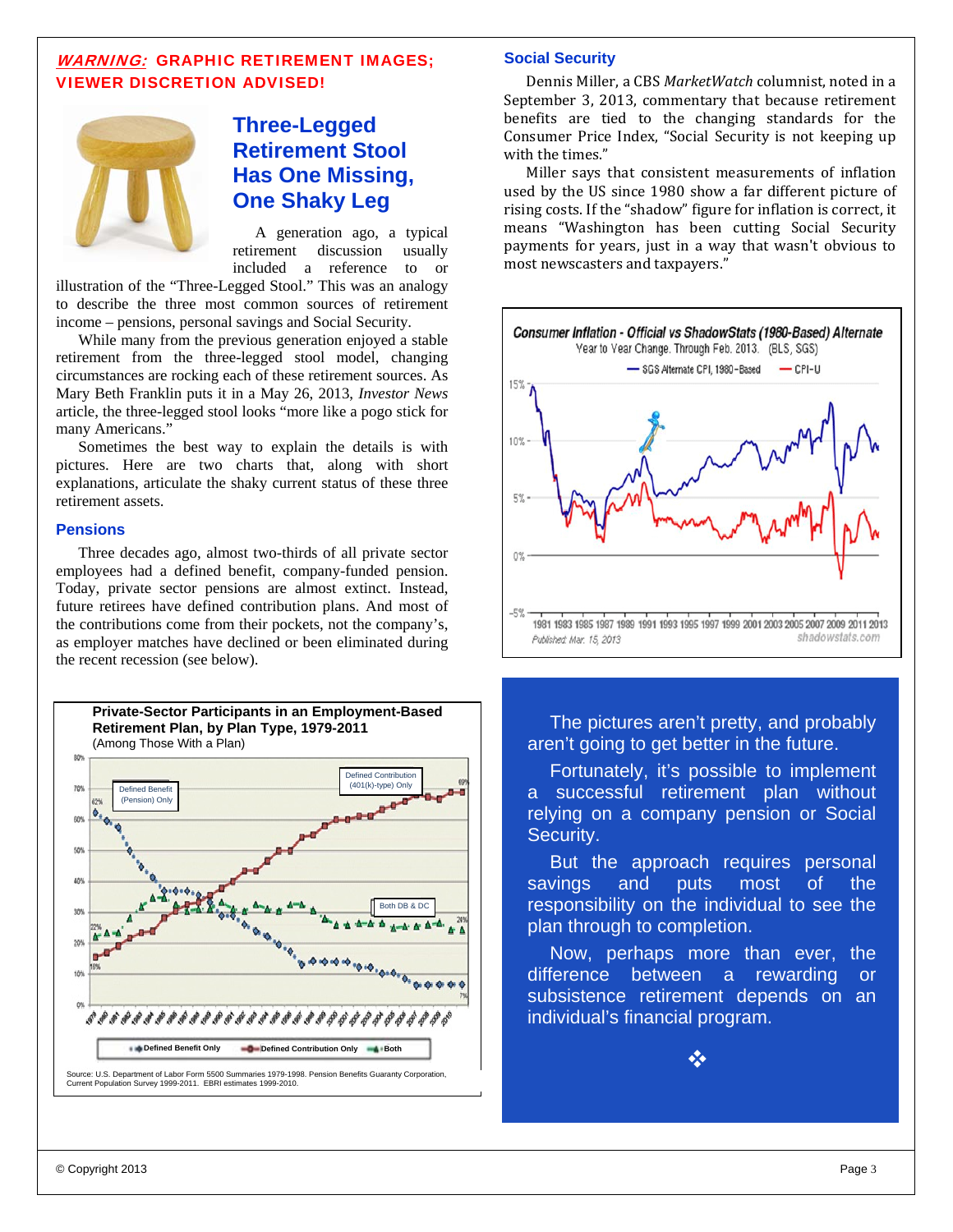***WARNING:*** **GRAPHIC RETIREMENT IMAGES; VIEWER DISCRETION ADVISED!**

## Three-Legged Retirement Stool Has One Missing, One Shaky Leg

A generation ago, a typical retirement discussion usually included a reference to or illustration of the "Three-Legged Stool." This was an analogy to describe the three most common sources of retirement income – pensions, personal savings and Social Security.

While many from the previous generation enjoyed a stable retirement from the three-legged stool model, changing circumstances are rocking each of these retirement sources. As Mary Beth Franklin puts it in a May 26, 2013, *Investor News* article, the three-legged stool looks "more like a pogo stick for many Americans."

Sometimes the best way to explain the details is with pictures. Here are two charts that, along with short explanations, articulate the shaky current status of these three retirement assets.

### Pensions

Three decades ago, almost two-thirds of all private sector employees had a defined benefit, company-funded pension. Today, private sector pensions are almost extinct. Instead, future retirees have defined contribution plans. And most of the contributions come from their pockets, not the company's, as employer matches have declined or been eliminated during the recent recession (see below).

**Private-Sector Participants in an Employment-Based Retirement Plan, by Plan Type, 1979-2011**
(Among Those With a Plan)

Source: U.S. Department of Labor Form 5500 Summaries 1979-1998. Pension Benefits Guaranty Corporation, Current Population Survey 1999-2011. EBRI estimates 1999-2010.

### Social Security

Dennis Miller, a CBS *MarketWatch* columnist, noted in a September 3, 2013, commentary that because retirement benefits are tied to the changing standards for the Consumer Price Index, "Social Security is not keeping up with the times."

Miller says that consistent measurements of inflation used by the US since 1980 show a far different picture of rising costs. If the "shadow" figure for inflation is correct, it means "Washington has been cutting Social Security payments for years, just in a way that wasn't obvious to most newscasters and taxpayers."

**Consumer Inflation - Official vs ShadowStats (1980-Based) Alternate**
Year to Year Change. Through Feb. 2013. (BLS, SGS)

Published Mar. 15, 2013 — shadowstats.com

The pictures aren't pretty, and probably aren't going to get better in the future.

Fortunately, it's possible to implement a successful retirement plan without relying on a company pension or Social Security.

But the approach requires personal savings and puts most of the responsibility on the individual to see the plan through to completion.

Now, perhaps more than ever, the difference between a rewarding or subsistence retirement depends on an individual's financial program.

© Copyright 2013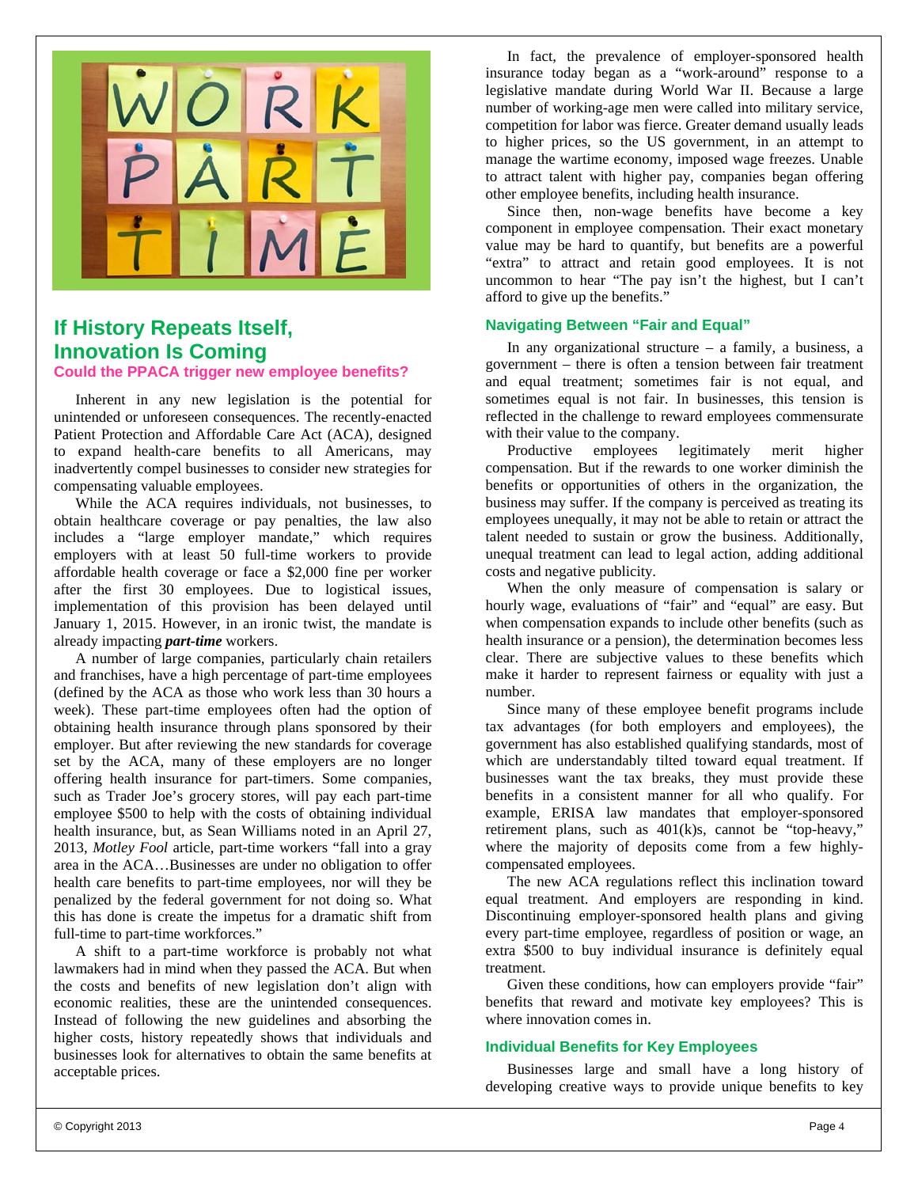## If History Repeats Itself, Innovation Is Coming

### Could the PPACA trigger new employee benefits?

Inherent in any new legislation is the potential for unintended or unforeseen consequences. The recently-enacted Patient Protection and Affordable Care Act (ACA), designed to expand health-care benefits to all Americans, may inadvertently compel businesses to consider new strategies for compensating valuable employees.

While the ACA requires individuals, not businesses, to obtain healthcare coverage or pay penalties, the law also includes a "large employer mandate," which requires employers with at least 50 full-time workers to provide affordable health coverage or face a $2,000 fine per worker after the first 30 employees. Due to logistical issues, implementation of this provision has been delayed until January 1, 2015. However, in an ironic twist, the mandate is already impacting ***part-time*** workers.

A number of large companies, particularly chain retailers and franchises, have a high percentage of part-time employees (defined by the ACA as those who work less than 30 hours a week). These part-time employees often had the option of obtaining health insurance through plans sponsored by their employer. But after reviewing the new standards for coverage set by the ACA, many of these employers are no longer offering health insurance for part-timers. Some companies, such as Trader Joe's grocery stores, will pay each part-time employee $500 to help with the costs of obtaining individual health insurance, but, as Sean Williams noted in an April 27, 2013, *Motley Fool* article, part-time workers "fall into a gray area in the ACA…Businesses are under no obligation to offer health care benefits to part-time employees, nor will they be penalized by the federal government for not doing so. What this has done is create the impetus for a dramatic shift from full-time to part-time workforces."

A shift to a part-time workforce is probably not what lawmakers had in mind when they passed the ACA. But when the costs and benefits of new legislation don't align with economic realities, these are the unintended consequences. Instead of following the new guidelines and absorbing the higher costs, history repeatedly shows that individuals and businesses look for alternatives to obtain the same benefits at acceptable prices.

In fact, the prevalence of employer-sponsored health insurance today began as a "work-around" response to a legislative mandate during World War II. Because a large number of working-age men were called into military service, competition for labor was fierce. Greater demand usually leads to higher prices, so the US government, in an attempt to manage the wartime economy, imposed wage freezes. Unable to attract talent with higher pay, companies began offering other employee benefits, including health insurance.

Since then, non-wage benefits have become a key component in employee compensation. Their exact monetary value may be hard to quantify, but benefits are a powerful "extra" to attract and retain good employees. It is not uncommon to hear "The pay isn't the highest, but I can't afford to give up the benefits."

### Navigating Between "Fair and Equal"

In any organizational structure – a family, a business, a government – there is often a tension between fair treatment and equal treatment; sometimes fair is not equal, and sometimes equal is not fair. In businesses, this tension is reflected in the challenge to reward employees commensurate with their value to the company.

Productive employees legitimately merit higher compensation. But if the rewards to one worker diminish the benefits or opportunities of others in the organization, the business may suffer. If the company is perceived as treating its employees unequally, it may not be able to retain or attract the talent needed to sustain or grow the business. Additionally, unequal treatment can lead to legal action, adding additional costs and negative publicity.

When the only measure of compensation is salary or hourly wage, evaluations of "fair" and "equal" are easy. But when compensation expands to include other benefits (such as health insurance or a pension), the determination becomes less clear. There are subjective values to these benefits which make it harder to represent fairness or equality with just a number.

Since many of these employee benefit programs include tax advantages (for both employers and employees), the government has also established qualifying standards, most of which are understandably tilted toward equal treatment. If businesses want the tax breaks, they must provide these benefits in a consistent manner for all who qualify. For example, ERISA law mandates that employer-sponsored retirement plans, such as 401(k)s, cannot be "top-heavy," where the majority of deposits come from a few highly-compensated employees.

The new ACA regulations reflect this inclination toward equal treatment. And employers are responding in kind. Discontinuing employer-sponsored health plans and giving every part-time employee, regardless of position or wage, an extra $500 to buy individual insurance is definitely equal treatment.

Given these conditions, how can employers provide "fair" benefits that reward and motivate key employees? This is where innovation comes in.

### Individual Benefits for Key Employees

Businesses large and small have a long history of developing creative ways to provide unique benefits to key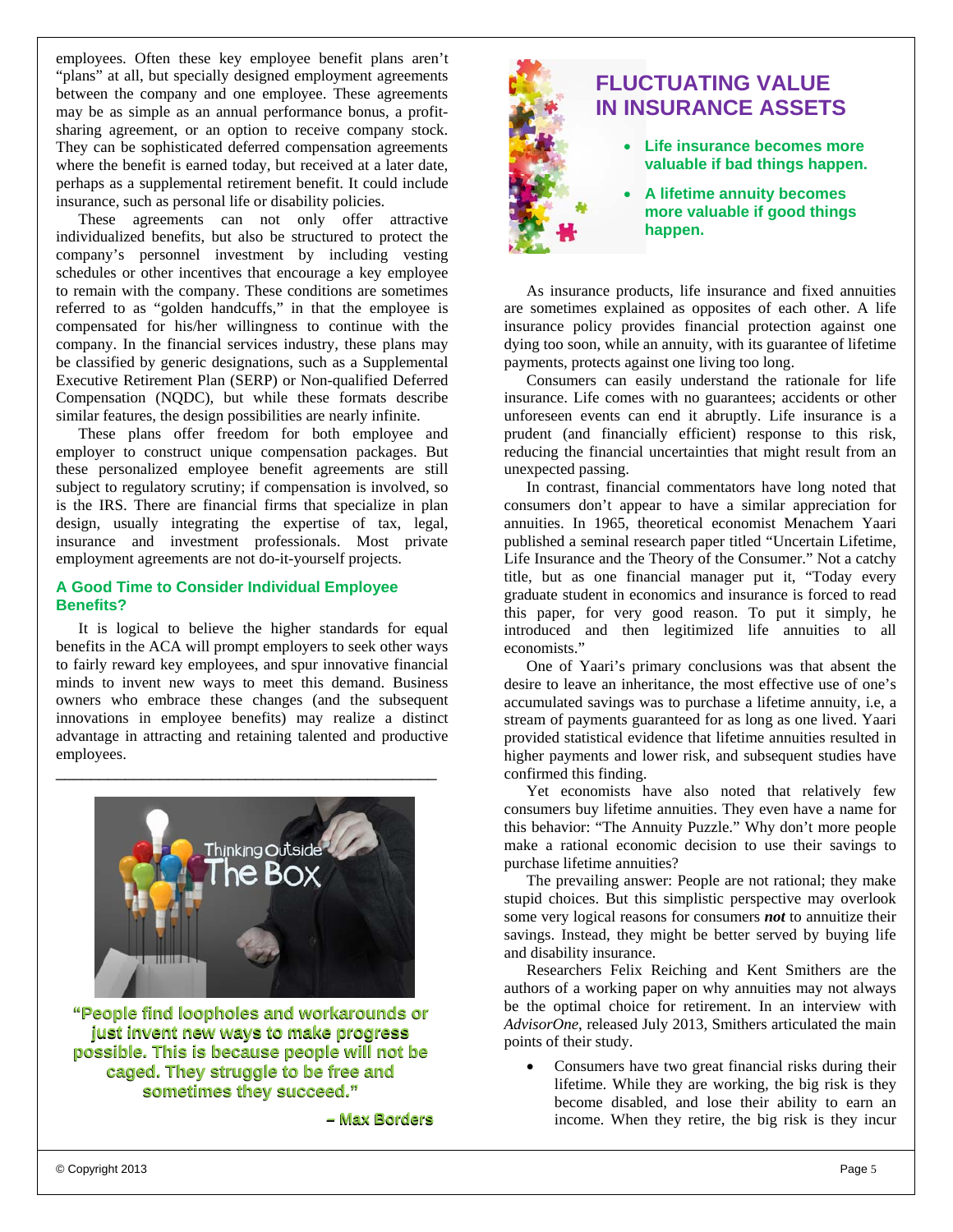employees. Often these key employee benefit plans aren't "plans" at all, but specially designed employment agreements between the company and one employee. These agreements may be as simple as an annual performance bonus, a profit-sharing agreement, or an option to receive company stock. They can be sophisticated deferred compensation agreements where the benefit is earned today, but received at a later date, perhaps as a supplemental retirement benefit. It could include insurance, such as personal life or disability policies.

These agreements can not only offer attractive individualized benefits, but also be structured to protect the company's personnel investment by including vesting schedules or other incentives that encourage a key employee to remain with the company. These conditions are sometimes referred to as "golden handcuffs," in that the employee is compensated for his/her willingness to continue with the company. In the financial services industry, these plans may be classified by generic designations, such as a Supplemental Executive Retirement Plan (SERP) or Non-qualified Deferred Compensation (NQDC), but while these formats describe similar features, the design possibilities are nearly infinite.

These plans offer freedom for both employee and employer to construct unique compensation packages. But these personalized employee benefit agreements are still subject to regulatory scrutiny; if compensation is involved, so is the IRS. There are financial firms that specialize in plan design, usually integrating the expertise of tax, legal, insurance and investment professionals. Most private employment agreements are not do-it-yourself projects.

### A Good Time to Consider Individual Employee Benefits?

It is logical to believe the higher standards for equal benefits in the ACA will prompt employers to seek other ways to fairly reward key employees, and spur innovative financial minds to invent new ways to meet this demand. Business owners who embrace these changes (and the subsequent innovations in employee benefits) may realize a distinct advantage in attracting and retaining talented and productive employees.

---

**"People find loopholes and workarounds or just invent new ways to make progress possible. This is because people will not be caged. They struggle to be free and sometimes they succeed."**

**– Max Borders**

## FLUCTUATING VALUE IN INSURANCE ASSETS

- **Life insurance becomes more valuable if bad things happen.**
- **A lifetime annuity becomes more valuable if good things happen.**

As insurance products, life insurance and fixed annuities are sometimes explained as opposites of each other. A life insurance policy provides financial protection against one dying too soon, while an annuity, with its guarantee of lifetime payments, protects against one living too long.

Consumers can easily understand the rationale for life insurance. Life comes with no guarantees; accidents or other unforeseen events can end it abruptly. Life insurance is a prudent (and financially efficient) response to this risk, reducing the financial uncertainties that might result from an unexpected passing.

In contrast, financial commentators have long noted that consumers don't appear to have a similar appreciation for annuities. In 1965, theoretical economist Menachem Yaari published a seminal research paper titled "Uncertain Lifetime, Life Insurance and the Theory of the Consumer." Not a catchy title, but as one financial manager put it, "Today every graduate student in economics and insurance is forced to read this paper, for very good reason. To put it simply, he introduced and then legitimized life annuities to all economists."

One of Yaari's primary conclusions was that absent the desire to leave an inheritance, the most effective use of one's accumulated savings was to purchase a lifetime annuity, i.e, a stream of payments guaranteed for as long as one lived. Yaari provided statistical evidence that lifetime annuities resulted in higher payments and lower risk, and subsequent studies have confirmed this finding.

Yet economists have also noted that relatively few consumers buy lifetime annuities. They even have a name for this behavior: "The Annuity Puzzle." Why don't more people make a rational economic decision to use their savings to purchase lifetime annuities?

The prevailing answer: People are not rational; they make stupid choices. But this simplistic perspective may overlook some very logical reasons for consumers ***not*** to annuitize their savings. Instead, they might be better served by buying life and disability insurance.

Researchers Felix Reiching and Kent Smithers are the authors of a working paper on why annuities may not always be the optimal choice for retirement. In an interview with *AdvisorOne*, released July 2013, Smithers articulated the main points of their study.

- Consumers have two great financial risks during their lifetime. While they are working, the big risk is they become disabled, and lose their ability to earn an income. When they retire, the big risk is they incur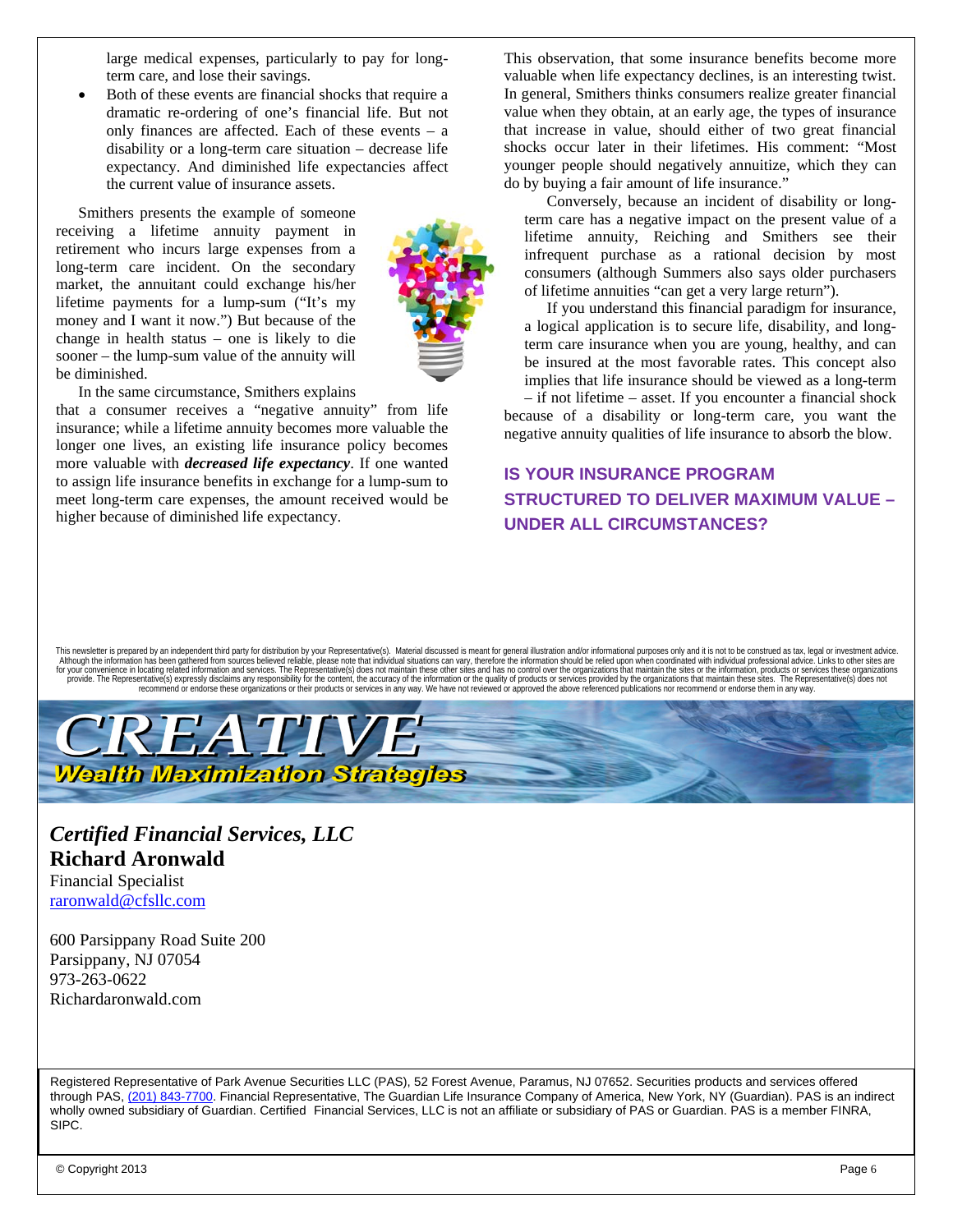large medical expenses, particularly to pay for long-term care, and lose their savings.

- Both of these events are financial shocks that require a dramatic re-ordering of one's financial life. But not only finances are affected. Each of these events – a disability or a long-term care situation – decrease life expectancy. And diminished life expectancies affect the current value of insurance assets.

Smithers presents the example of someone receiving a lifetime annuity payment in retirement who incurs large expenses from a long-term care incident. On the secondary market, the annuitant could exchange his/her lifetime payments for a lump-sum ("It's my money and I want it now.") But because of the change in health status – one is likely to die sooner – the lump-sum value of the annuity will be diminished.

In the same circumstance, Smithers explains that a consumer receives a "negative annuity" from life insurance; while a lifetime annuity becomes more valuable the longer one lives, an existing life insurance policy becomes more valuable with ***decreased life expectancy***. If one wanted to assign life insurance benefits in exchange for a lump-sum to meet long-term care expenses, the amount received would be higher because of diminished life expectancy.

This observation, that some insurance benefits become more valuable when life expectancy declines, is an interesting twist. In general, Smithers thinks consumers realize greater financial value when they obtain, at an early age, the types of insurance that increase in value, should either of two great financial shocks occur later in their lifetimes. His comment: "Most younger people should negatively annuitize, which they can do by buying a fair amount of life insurance."

Conversely, because an incident of disability or long-term care has a negative impact on the present value of a lifetime annuity, Reiching and Smithers see their infrequent purchase as a rational decision by most consumers (although Summers also says older purchasers of lifetime annuities "can get a very large return").

If you understand this financial paradigm for insurance, a logical application is to secure life, disability, and long-term care insurance when you are young, healthy, and can be insured at the most favorable rates. This concept also implies that life insurance should be viewed as a long-term – if not lifetime – asset. If you encounter a financial shock because of a disability or long-term care, you want the negative annuity qualities of life insurance to absorb the blow.

## IS YOUR INSURANCE PROGRAM STRUCTURED TO DELIVER MAXIMUM VALUE – UNDER ALL CIRCUMSTANCES?

This newsletter is prepared by an independent third party for distribution by your Representative(s). Material discussed is meant for general illustration and/or informational purposes only and it is not to be construed as tax, legal or investment advice. Although the information has been gathered from sources believed reliable, please note that individual situations can vary, therefore the information should be relied upon when coordinated with individual professional advice. Links to other sites are for your convenience in locating related information and services. The Representative(s) does not maintain these other sites and has no control over the organizations that maintain the sites or the information, products or services these organizations provide. The Representative(s) expressly disclaims any responsibility for the content, the accuracy of the information or the quality of products or services provided by the organizations that maintain these sites. The Representative(s) does not recommend or endorse these organizations or their products or services in any way. We have not reviewed or approved the above referenced publications nor recommend or endorse them in any way.

# CREATIVE
## Wealth Maximization Strategies

***Certified Financial Services, LLC***
**Richard Aronwald**
Financial Specialist
raronwald@cfsllc.com

600 Parsippany Road Suite 200
Parsippany, NJ 07054
973-263-0622
Richardaronwald.com

Registered Representative of Park Avenue Securities LLC (PAS), 52 Forest Avenue, Paramus, NJ 07652. Securities products and services offered through PAS, (201) 843-7700. Financial Representative, The Guardian Life Insurance Company of America, New York, NY (Guardian). PAS is an indirect wholly owned subsidiary of Guardian. Certified Financial Services, LLC is not an affiliate or subsidiary of PAS or Guardian. PAS is a member FINRA, SIPC.

© Copyright 2013